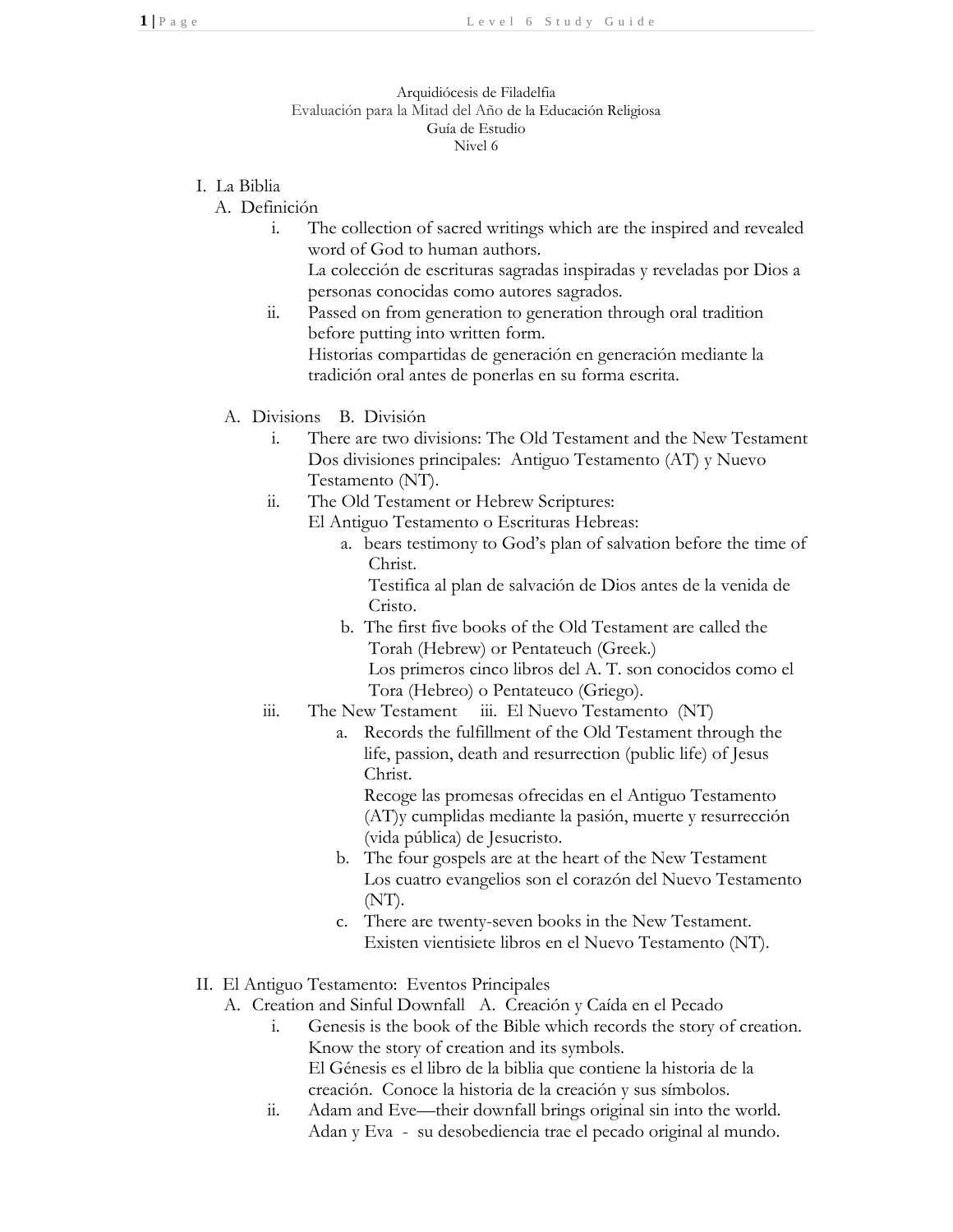Arquidiócesis de Filadelfia
Evaluación para la Mitad del Año de la Educación Religiosa
Guía de Estudio
Nivel 6

I. La Biblia
   A. Definición
      i. The collection of sacred writings which are the inspired and revealed word of God to human authors.
         La colección de escrituras sagradas inspiradas y reveladas por Dios a personas conocidas como autores sagrados.
      ii. Passed on from generation to generation through oral tradition before putting into written form.
         Historias compartidas de generación en generación mediante la tradición oral antes de ponerlas en su forma escrita.

   A. Divisions   B. División
      i. There are two divisions: The Old Testament and the New Testament
         Dos divisiones principales: Antiguo Testamento (AT) y Nuevo Testamento (NT).
      ii. The Old Testament or Hebrew Scriptures:
         El Antiguo Testamento o Escrituras Hebreas:
         a. bears testimony to God's plan of salvation before the time of Christ.
            Testifica al plan de salvación de Dios antes de la venida de Cristo.
         b. The first five books of the Old Testament are called the Torah (Hebrew) or Pentateuch (Greek.)
            Los primeros cinco libros del A. T. son conocidos como el Tora (Hebreo) o Pentateuco (Griego).
      iii. The New Testament   iii. El Nuevo Testamento (NT)
         a. Records the fulfillment of the Old Testament through the life, passion, death and resurrection (public life) of Jesus Christ.
            Recoge las promesas ofrecidas en el Antiguo Testamento (AT)y cumplidas mediante la pasión, muerte y resurrección (vida pública) de Jesucristo.
         b. The four gospels are at the heart of the New Testament
            Los cuatro evangelios son el corazón del Nuevo Testamento (NT).
         c. There are twenty-seven books in the New Testament.
            Existen vientisiete libros en el Nuevo Testamento (NT).

II. El Antiguo Testamento: Eventos Principales
   A. Creation and Sinful Downfall   A. Creación y Caída en el Pecado
      i. Genesis is the book of the Bible which records the story of creation. Know the story of creation and its symbols.
         El Génesis es el libro de la biblia que contiene la historia de la creación. Conoce la historia de la creación y sus símbolos.
      ii. Adam and Eve—their downfall brings original sin into the world.
         Adan y Eva - su desobediencia trae el pecado original al mundo.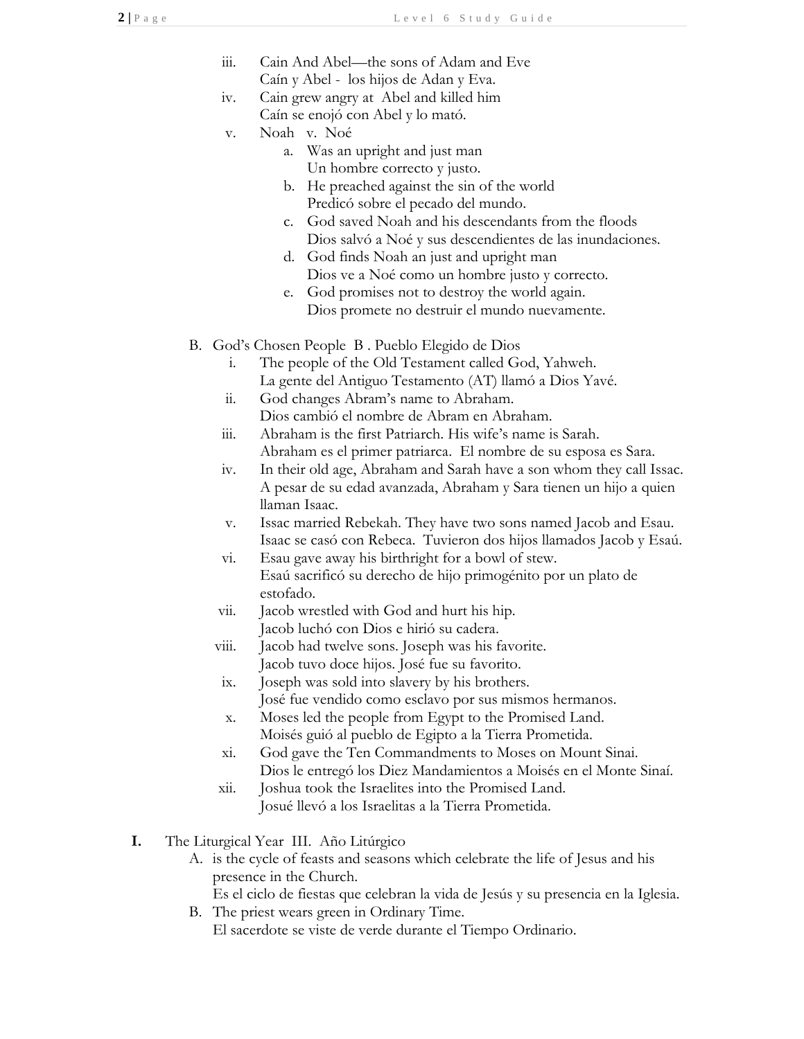iii. Cain And Abel—the sons of Adam and Eve
Caín y Abel - los hijos de Adan y Eva.

iv. Cain grew angry at Abel and killed him
Caín se enojó con Abel y lo mató.

v. Noah v. Noé

   a. Was an upright and just man
   Un hombre correcto y justo.
   b. He preached against the sin of the world
   Predicó sobre el pecado del mundo.
   c. God saved Noah and his descendants from the floods
   Dios salvó a Noé y sus descendientes de las inundaciones.
   d. God finds Noah an just and upright man
   Dios ve a Noé como un hombre justo y correcto.
   e. God promises not to destroy the world again.
   Dios promete no destruir el mundo nuevamente.

B. God's Chosen People B . Pueblo Elegido de Dios

i. The people of the Old Testament called God, Yahweh.
La gente del Antiguo Testamento (AT) llamó a Dios Yavé.

ii. God changes Abram's name to Abraham.
Dios cambió el nombre de Abram en Abraham.

iii. Abraham is the first Patriarch. His wife's name is Sarah.
Abraham es el primer patriarca. El nombre de su esposa es Sara.

iv. In their old age, Abraham and Sarah have a son whom they call Issac.
A pesar de su edad avanzada, Abraham y Sara tienen un hijo a quien llaman Isaac.

v. Issac married Rebekah. They have two sons named Jacob and Esau.
Isaac se casó con Rebeca. Tuvieron dos hijos llamados Jacob y Esaú.

vi. Esau gave away his birthright for a bowl of stew.
Esaú sacrificó su derecho de hijo primogénito por un plato de estofado.

vii. Jacob wrestled with God and hurt his hip.
Jacob luchó con Dios e hirió su cadera.

viii. Jacob had twelve sons. Joseph was his favorite.
Jacob tuvo doce hijos. José fue su favorito.

ix. Joseph was sold into slavery by his brothers.
José fue vendido como esclavo por sus mismos hermanos.

x. Moses led the people from Egypt to the Promised Land.
Moisés guió al pueblo de Egipto a la Tierra Prometida.

xi. God gave the Ten Commandments to Moses on Mount Sinai.
Dios le entregó los Diez Mandamientos a Moisés en el Monte Sinaí.

xii. Joshua took the Israelites into the Promised Land.
Josué llevó a los Israelitas a la Tierra Prometida.

**I.** The Liturgical Year III. Año Litúrgico

A. is the cycle of feasts and seasons which celebrate the life of Jesus and his presence in the Church.
Es el ciclo de fiestas que celebran la vida de Jesús y su presencia en la Iglesia.

B. The priest wears green in Ordinary Time.
El sacerdote se viste de verde durante el Tiempo Ordinario.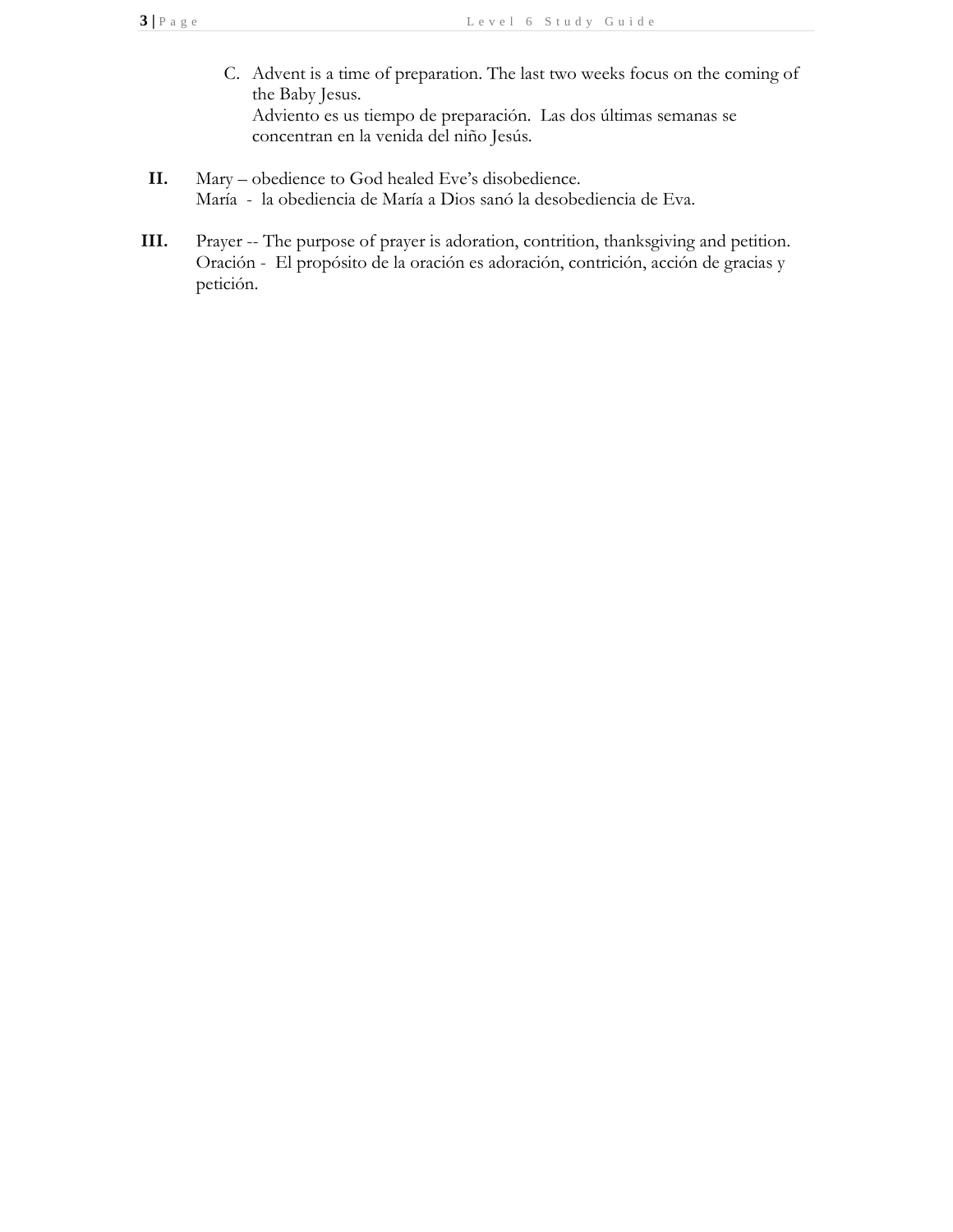C. Advent is a time of preparation. The last two weeks focus on the coming of the Baby Jesus.
   Adviento es us tiempo de preparación.  Las dos últimas semanas se concentran en la venida del niño Jesús.

**II.** Mary – obedience to God healed Eve's disobedience.
María  -  la obediencia de María a Dios sanó la desobediencia de Eva.

**III.** Prayer -- The purpose of prayer is adoration, contrition, thanksgiving and petition.
Oración -  El propósito de la oración es adoración, contrición, acción de gracias y petición.